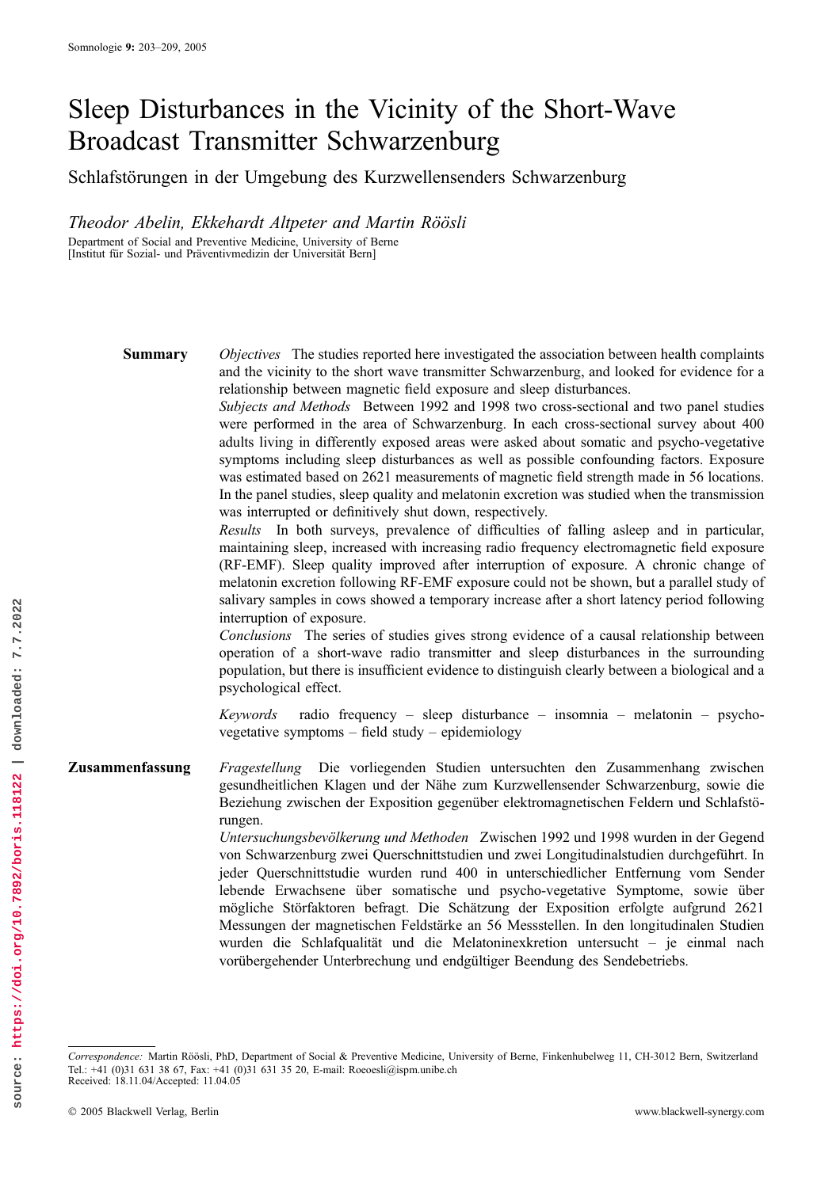# Sleep Disturbances in the Vicinity of the Short-Wave Broadcast Transmitter Schwarzenburg

Schlafstörungen in der Umgebung des Kurzwellensenders Schwarzenburg

*Theodor Abelin, Ekkehardt Altpeter and Martin Röösli*

Department of Social and Preventive Medicine, University of Berne
[Institut für Sozial- und Präventivmedizin der Universität Bern]

**Summary**

*Objectives* The studies reported here investigated the association between health complaints and the vicinity to the short wave transmitter Schwarzenburg, and looked for evidence for a relationship between magnetic field exposure and sleep disturbances.

*Subjects and Methods* Between 1992 and 1998 two cross-sectional and two panel studies were performed in the area of Schwarzenburg. In each cross-sectional survey about 400 adults living in differently exposed areas were asked about somatic and psycho-vegetative symptoms including sleep disturbances as well as possible confounding factors. Exposure was estimated based on 2621 measurements of magnetic field strength made in 56 locations. In the panel studies, sleep quality and melatonin excretion was studied when the transmission was interrupted or definitively shut down, respectively.

*Results* In both surveys, prevalence of difficulties of falling asleep and in particular, maintaining sleep, increased with increasing radio frequency electromagnetic field exposure (RF-EMF). Sleep quality improved after interruption of exposure. A chronic change of melatonin excretion following RF-EMF exposure could not be shown, but a parallel study of salivary samples in cows showed a temporary increase after a short latency period following interruption of exposure.

*Conclusions* The series of studies gives strong evidence of a causal relationship between operation of a short-wave radio transmitter and sleep disturbances in the surrounding population, but there is insufficient evidence to distinguish clearly between a biological and a psychological effect.

*Keywords* radio frequency – sleep disturbance – insomnia – melatonin – psycho-vegetative symptoms – field study – epidemiology

**Zusammenfassung**

*Fragestellung* Die vorliegenden Studien untersuchten den Zusammenhang zwischen gesundheitlichen Klagen und der Nähe zum Kurzwellensender Schwarzenburg, sowie die Beziehung zwischen der Exposition gegenüber elektromagnetischen Feldern und Schlafstörungen.

*Untersuchungsbevölkerung und Methoden* Zwischen 1992 und 1998 wurden in der Gegend von Schwarzenburg zwei Querschnittstudien und zwei Longitudinalstudien durchgeführt. In jeder Querschnittstudie wurden rund 400 in unterschiedlicher Entfernung vom Sender lebende Erwachsene über somatische und psycho-vegetative Symptome, sowie über mögliche Störfaktoren befragt. Die Schätzung der Exposition erfolgte aufgrund 2621 Messungen der magnetischen Feldstärke an 56 Messstellen. In den longitudinalen Studien wurden die Schlafqualität und die Melatoninexkretion untersucht – je einmal nach vorübergehender Unterbrechung und endgültiger Beendung des Sendebetriebs.

---

*Correspondence:* Martin Röösli, PhD, Department of Social & Preventive Medicine, University of Berne, Finkenhubelweg 11, CH-3012 Bern, Switzerland
Tel.: +41 (0)31 631 38 67, Fax: +41 (0)31 631 35 20, E-mail: Roeoesli@ispm.unibe.ch
Received: 18.11.04/Accepted: 11.04.05

© 2005 Blackwell Verlag, Berlin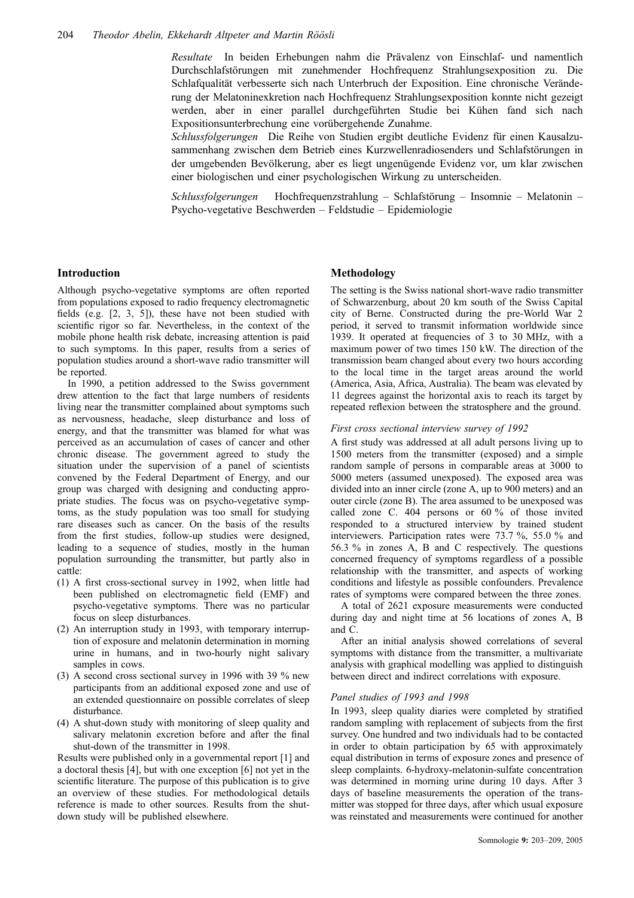*Resultate* In beiden Erhebungen nahm die Prävalenz von Einschlaf- und namentlich Durchschlafstörungen mit zunehmender Hochfrequenz Strahlungsexposition zu. Die Schlafqualität verbesserte sich nach Unterbruch der Exposition. Eine chronische Veränderung der Melatoninexkretion nach Hochfrequenz Strahlungsexposition konnte nicht gezeigt werden, aber in einer parallel durchgeführten Studie bei Kühen fand sich nach Expositionsunterbrechung eine vorübergehende Zunahme.

*Schlussfolgerungen* Die Reihe von Studien ergibt deutliche Evidenz für einen Kausalzusammenhang zwischen dem Betrieb eines Kurzwellenradiosenders und Schlafstörungen in der umgebenden Bevölkerung, aber es liegt ungenügende Evidenz vor, um klar zwischen einer biologischen und einer psychologischen Wirkung zu unterscheiden.

*Schlussfolgerungen* Hochfrequenzstrahlung – Schlafstörung – Insomnie – Melatonin – Psycho-vegetative Beschwerden – Feldstudie – Epidemiologie

## Introduction

Although psycho-vegetative symptoms are often reported from populations exposed to radio frequency electromagnetic fields (e.g. [2, 3, 5]), these have not been studied with scientific rigor so far. Nevertheless, in the context of the mobile phone health risk debate, increasing attention is paid to such symptoms. In this paper, results from a series of population studies around a short-wave radio transmitter will be reported.

In 1990, a petition addressed to the Swiss government drew attention to the fact that large numbers of residents living near the transmitter complained about symptoms such as nervousness, headache, sleep disturbance and loss of energy, and that the transmitter was blamed for what was perceived as an accumulation of cases of cancer and other chronic disease. The government agreed to study the situation under the supervision of a panel of scientists convened by the Federal Department of Energy, and our group was charged with designing and conducting appropriate studies. The focus was on psycho-vegetative symptoms, as the study population was too small for studying rare diseases such as cancer. On the basis of the results from the first studies, follow-up studies were designed, leading to a sequence of studies, mostly in the human population surrounding the transmitter, but partly also in cattle:

(1) A first cross-sectional survey in 1992, when little had been published on electromagnetic field (EMF) and psycho-vegetative symptoms. There was no particular focus on sleep disturbances.
(2) An interruption study in 1993, with temporary interruption of exposure and melatonin determination in morning urine in humans, and in two-hourly night salivary samples in cows.
(3) A second cross sectional survey in 1996 with 39 % new participants from an additional exposed zone and use of an extended questionnaire on possible correlates of sleep disturbance.
(4) A shut-down study with monitoring of sleep quality and salivary melatonin excretion before and after the final shut-down of the transmitter in 1998.

Results were published only in a governmental report [1] and a doctoral thesis [4], but with one exception [6] not yet in the scientific literature. The purpose of this publication is to give an overview of these studies. For methodological details reference is made to other sources. Results from the shut-down study will be published elsewhere.

## Methodology

The setting is the Swiss national short-wave radio transmitter of Schwarzenburg, about 20 km south of the Swiss Capital city of Berne. Constructed during the pre-World War 2 period, it served to transmit information worldwide since 1939. It operated at frequencies of 3 to 30 MHz, with a maximum power of two times 150 kW. The direction of the transmission beam changed about every two hours according to the local time in the target areas around the world (America, Asia, Africa, Australia). The beam was elevated by 11 degrees against the horizontal axis to reach its target by repeated reflexion between the stratosphere and the ground.

### *First cross sectional interview survey of 1992*

A first study was addressed at all adult persons living up to 1500 meters from the transmitter (exposed) and a simple random sample of persons in comparable areas at 3000 to 5000 meters (assumed unexposed). The exposed area was divided into an inner circle (zone A, up to 900 meters) and an outer circle (zone B). The area assumed to be unexposed was called zone C. 404 persons or 60 % of those invited responded to a structured interview by trained student interviewers. Participation rates were 73.7 %, 55.0 % and 56.3 % in zones A, B and C respectively. The questions concerned frequency of symptoms regardless of a possible relationship with the transmitter, and aspects of working conditions and lifestyle as possible confounders. Prevalence rates of symptoms were compared between the three zones.

A total of 2621 exposure measurements were conducted during day and night time at 56 locations of zones A, B and C.

After an initial analysis showed correlations of several symptoms with distance from the transmitter, a multivariate analysis with graphical modelling was applied to distinguish between direct and indirect correlations with exposure.

### *Panel studies of 1993 and 1998*

In 1993, sleep quality diaries were completed by stratified random sampling with replacement of subjects from the first survey. One hundred and two individuals had to be contacted in order to obtain participation by 65 with approximately equal distribution in terms of exposure zones and presence of sleep complaints. 6-hydroxy-melatonin-sulfate concentration was determined in morning urine during 10 days. After 3 days of baseline measurements the operation of the transmitter was stopped for three days, after which usual exposure was reinstated and measurements were continued for another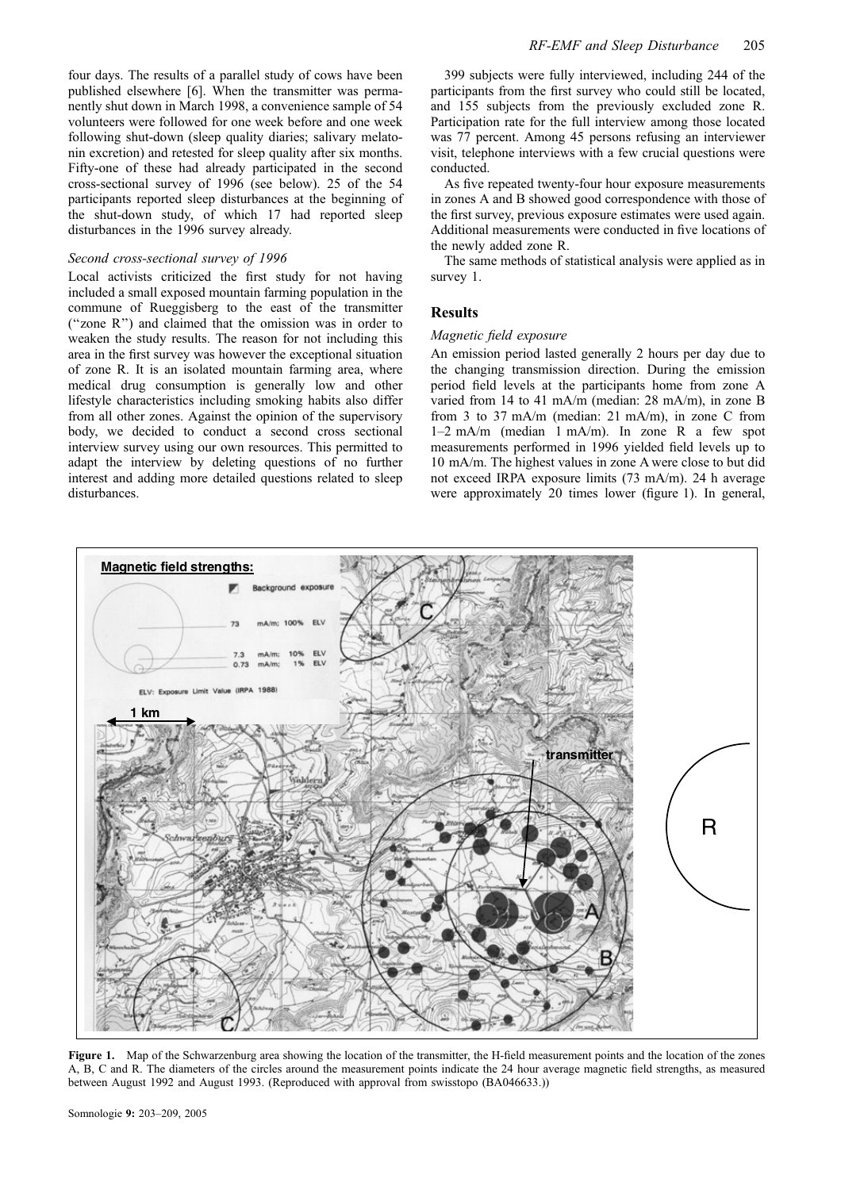four days. The results of a parallel study of cows have been published elsewhere [6]. When the transmitter was permanently shut down in March 1998, a convenience sample of 54 volunteers were followed for one week before and one week following shut-down (sleep quality diaries; salivary melatonin excretion) and retested for sleep quality after six months. Fifty-one of these had already participated in the second cross-sectional survey of 1996 (see below). 25 of the 54 participants reported sleep disturbances at the beginning of the shut-down study, of which 17 had reported sleep disturbances in the 1996 survey already.

*Second cross-sectional survey of 1996*

Local activists criticized the first study for not having included a small exposed mountain farming population in the commune of Rueggisberg to the east of the transmitter ("zone R") and claimed that the omission was in order to weaken the study results. The reason for not including this area in the first survey was however the exceptional situation of zone R. It is an isolated mountain farming area, where medical drug consumption is generally low and other lifestyle characteristics including smoking habits also differ from all other zones. Against the opinion of the supervisory body, we decided to conduct a second cross sectional interview survey using our own resources. This permitted to adapt the interview by deleting questions of no further interest and adding more detailed questions related to sleep disturbances.

399 subjects were fully interviewed, including 244 of the participants from the first survey who could still be located, and 155 subjects from the previously excluded zone R. Participation rate for the full interview among those located was 77 percent. Among 45 persons refusing an interviewer visit, telephone interviews with a few crucial questions were conducted.

As five repeated twenty-four hour exposure measurements in zones A and B showed good correspondence with those of the first survey, previous exposure estimates were used again. Additional measurements were conducted in five locations of the newly added zone R.

The same methods of statistical analysis were applied as in survey 1.

## Results

*Magnetic field exposure*

An emission period lasted generally 2 hours per day due to the changing transmission direction. During the emission period field levels at the participants home from zone A varied from 14 to 41 mA/m (median: 28 mA/m), in zone B from 3 to 37 mA/m (median: 21 mA/m), in zone C from 1–2 mA/m (median 1 mA/m). In zone R a few spot measurements performed in 1996 yielded field levels up to 10 mA/m. The highest values in zone A were close to but did not exceed IRPA exposure limits (73 mA/m). 24 h average were approximately 20 times lower (figure 1). In general,

Magnetic field strengths:
Background exposure
73 mA/m; 100% ELV
7.3 mA/m; 10% ELV
0.73 mA/m; 1% ELV
ELV: Exposure Limit Value (IRPA 1988)
1 km
transmitter
A
B
C
C
R

**Figure 1.** Map of the Schwarzenburg area showing the location of the transmitter, the H-field measurement points and the location of the zones A, B, C and R. The diameters of the circles around the measurement points indicate the 24 hour average magnetic field strengths, as measured between August 1992 and August 1993. (Reproduced with approval from swisstopo (BA046633.))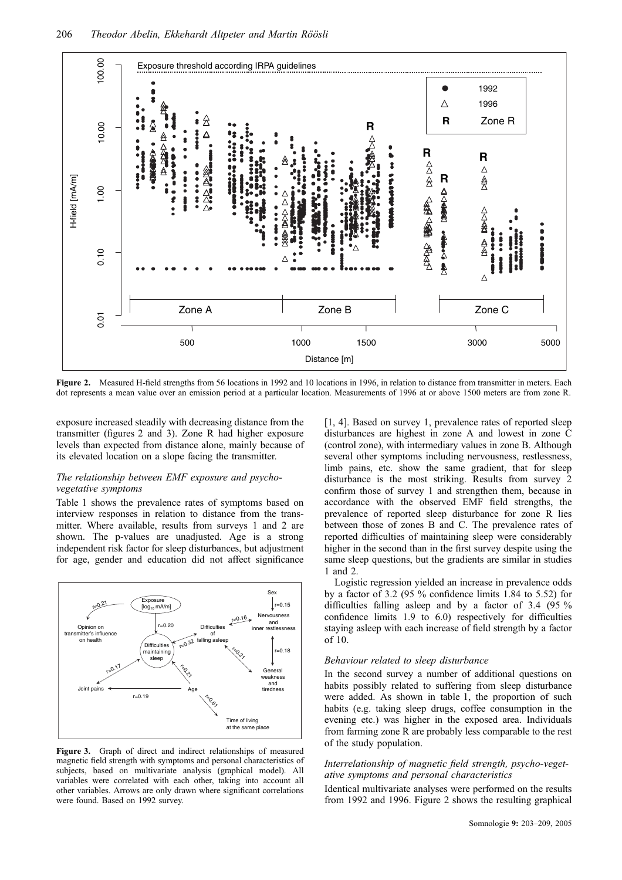Exposure threshold according IRPA guidelines

H-field [mA/m]

100.00

10.00

1.00

0.10

0.01

1992

1996

R Zone R

Zone A

Zone B

Zone C

500

1000

1500

3000

5000

Distance [m]

**Figure 2.** Measured H-field strengths from 56 locations in 1992 and 10 locations in 1996, in relation to distance from transmitter in meters. Each dot represents a mean value over an emission period at a particular location. Measurements of 1996 at or above 1500 meters are from zone R.

exposure increased steadily with decreasing distance from the transmitter (figures 2 and 3). Zone R had higher exposure levels than expected from distance alone, mainly because of its elevated location on a slope facing the transmitter.

*The relationship between EMF exposure and psycho-vegetative symptoms*

Table 1 shows the prevalence rates of symptoms based on interview responses in relation to distance from the transmitter. Where available, results from surveys 1 and 2 are shown. The p-values are unadjusted. Age is a strong independent risk factor for sleep disturbances, but adjustment for age, gender and education did not affect significance

Exposure [$\log_{10}$ mA/m]

Sex

r=0.21

r=0.15

Opinion on transmitter's influence on health

r=0.20

r=0.16

Nervousness and inner restlessness

Difficulties of falling asleep

r=0.32

Difficulties maintaining sleep

r=0.21

r=0.18

r=0.17

r=0.21

General weakness and tiredness

Joint pains

Age

r=0.19

r=0.61

Time of living at the same place

**Figure 3.** Graph of direct and indirect relationships of measured magnetic field strength with symptoms and personal characteristics of subjects, based on multivariate analysis (graphical model). All variables were correlated with each other, taking into account all other variables. Arrows are only drawn where significant correlations were found. Based on 1992 survey.

[1, 4]. Based on survey 1, prevalence rates of reported sleep disturbances are highest in zone A and lowest in zone C (control zone), with intermediary values in zone B. Although several other symptoms including nervousness, restlessness, limb pains, etc. show the same gradient, that for sleep disturbance is the most striking. Results from survey 2 confirm those of survey 1 and strengthen them, because in accordance with the observed EMF field strengths, the prevalence of reported sleep disturbance for zone R lies between those of zones B and C. The prevalence rates of reported difficulties of maintaining sleep were considerably higher in the second than in the first survey despite using the same sleep questions, but the gradients are similar in studies 1 and 2.

Logistic regression yielded an increase in prevalence odds by a factor of 3.2 (95 % confidence limits 1.84 to 5.52) for difficulties falling asleep and by a factor of 3.4 (95 % confidence limits 1.9 to 6.0) respectively for difficulties staying asleep with each increase of field strength by a factor of 10.

*Behaviour related to sleep disturbance*

In the second survey a number of additional questions on habits possibly related to suffering from sleep disturbance were added. As shown in table 1, the proportion of such habits (e.g. taking sleep drugs, coffee consumption in the evening etc.) was higher in the exposed area. Individuals from farming zone R are probably less comparable to the rest of the study population.

*Interrelationship of magnetic field strength, psycho-vegetative symptoms and personal characteristics*

Identical multivariate analyses were performed on the results from 1992 and 1996. Figure 2 shows the resulting graphical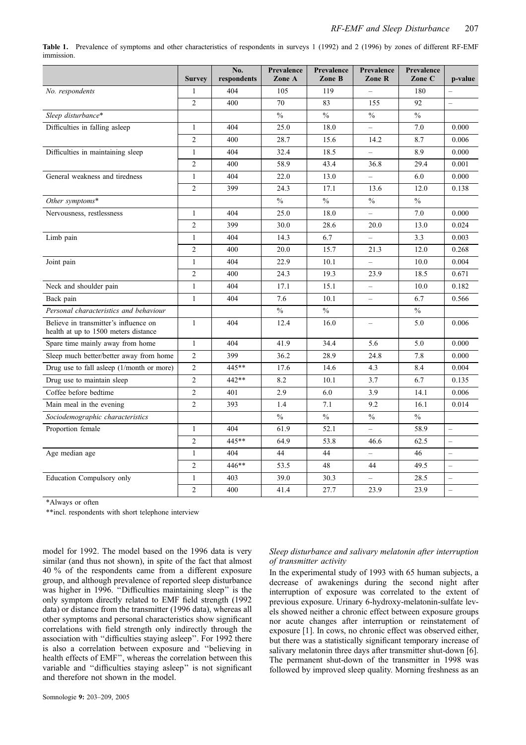**Table 1.** Prevalence of symptoms and other characteristics of respondents in surveys 1 (1992) and 2 (1996) by zones of different RF-EMF immission.

| | Survey | No. respondents | Prevalence Zone A | Prevalence Zone B | Prevalence Zone R | Prevalence Zone C | p-value |
|---|---|---|---|---|---|---|---|
| *No. respondents* | 1 | 404 | 105 | 119 | – | 180 | – |
| | 2 | 400 | 70 | 83 | 155 | 92 | – |
| *Sleep disturbance\** | | | % | % | % | % | |
| Difficulties in falling asleep | 1 | 404 | 25.0 | 18.0 | – | 7.0 | 0.000 |
| | 2 | 400 | 28.7 | 15.6 | 14.2 | 8.7 | 0.006 |
| Difficulties in maintaining sleep | 1 | 404 | 32.4 | 18.5 | – | 8.9 | 0.000 |
| | 2 | 400 | 58.9 | 43.4 | 36.8 | 29.4 | 0.001 |
| General weakness and tiredness | 1 | 404 | 22.0 | 13.0 | – | 6.0 | 0.000 |
| | 2 | 399 | 24.3 | 17.1 | 13.6 | 12.0 | 0.138 |
| *Other symptoms\** | | | % | % | % | % | |
| Nervousness, restlessness | 1 | 404 | 25.0 | 18.0 | – | 7.0 | 0.000 |
| | 2 | 399 | 30.0 | 28.6 | 20.0 | 13.0 | 0.024 |
| Limb pain | 1 | 404 | 14.3 | 6.7 | – | 3.3 | 0.003 |
| | 2 | 400 | 20.0 | 15.7 | 21.3 | 12.0 | 0.268 |
| Joint pain | 1 | 404 | 22.9 | 10.1 | – | 10.0 | 0.004 |
| | 2 | 400 | 24.3 | 19.3 | 23.9 | 18.5 | 0.671 |
| Neck and shoulder pain | 1 | 404 | 17.1 | 15.1 | – | 10.0 | 0.182 |
| Back pain | 1 | 404 | 7.6 | 10.1 | – | 6.7 | 0.566 |
| *Personal characteristics and behaviour* | | | % | % | | % | |
| Believe in transmitter's influence on health at up to 1500 meters distance | 1 | 404 | 12.4 | 16.0 | – | 5.0 | 0.006 |
| Spare time mainly away from home | 1 | 404 | 41.9 | 34.4 | 5.6 | 5.0 | 0.000 |
| Sleep much better/better away from home | 2 | 399 | 36.2 | 28.9 | 24.8 | 7.8 | 0.000 |
| Drug use to fall asleep (1/month or more) | 2 | 445\*\* | 17.6 | 14.6 | 4.3 | 8.4 | 0.004 |
| Drug use to maintain sleep | 2 | 442\*\* | 8.2 | 10.1 | 3.7 | 6.7 | 0.135 |
| Coffee before bedtime | 2 | 401 | 2.9 | 6.0 | 3.9 | 14.1 | 0.006 |
| Main meal in the evening | 2 | 393 | 1.4 | 7.1 | 9.2 | 16.1 | 0.014 |
| *Sociodemographic characteristics* | | | % | % | % | % | |
| Proportion female | 1 | 404 | 61.9 | 52.1 | – | 58.9 | – |
| | 2 | 445\*\* | 64.9 | 53.8 | 46.6 | 62.5 | – |
| Age median age | 1 | 404 | 44 | 44 | – | 46 | – |
| | 2 | 446\*\* | 53.5 | 48 | 44 | 49.5 | – |
| Education Compulsory only | 1 | 403 | 39.0 | 30.3 | – | 28.5 | – |
| | 2 | 400 | 41.4 | 27.7 | 23.9 | 23.9 | – |

\*Always or often

\*\*incl. respondents with short telephone interview

model for 1992. The model based on the 1996 data is very similar (and thus not shown), in spite of the fact that almost 40 % of the respondents came from a different exposure group, and although prevalence of reported sleep disturbance was higher in 1996. "Difficulties maintaining sleep" is the only symptom directly related to EMF field strength (1992 data) or distance from the transmitter (1996 data), whereas all other symptoms and personal characteristics show significant correlations with field strength only indirectly through the association with "difficulties staying asleep". For 1992 there is also a correlation between exposure and "believing in health effects of EMF", whereas the correlation between this variable and "difficulties staying asleep" is not significant and therefore not shown in the model.

### *Sleep disturbance and salivary melatonin after interruption of transmitter activity*

In the experimental study of 1993 with 65 human subjects, a decrease of awakenings during the second night after interruption of exposure was correlated to the extent of previous exposure. Urinary 6-hydroxy-melatonin-sulfate levels showed neither a chronic effect between exposure groups nor acute changes after interruption or reinstatement of exposure [1]. In cows, no chronic effect was observed either, but there was a statistically significant temporary increase of salivary melatonin three days after transmitter shut-down [6]. The permanent shut-down of the transmitter in 1998 was followed by improved sleep quality. Morning freshness as an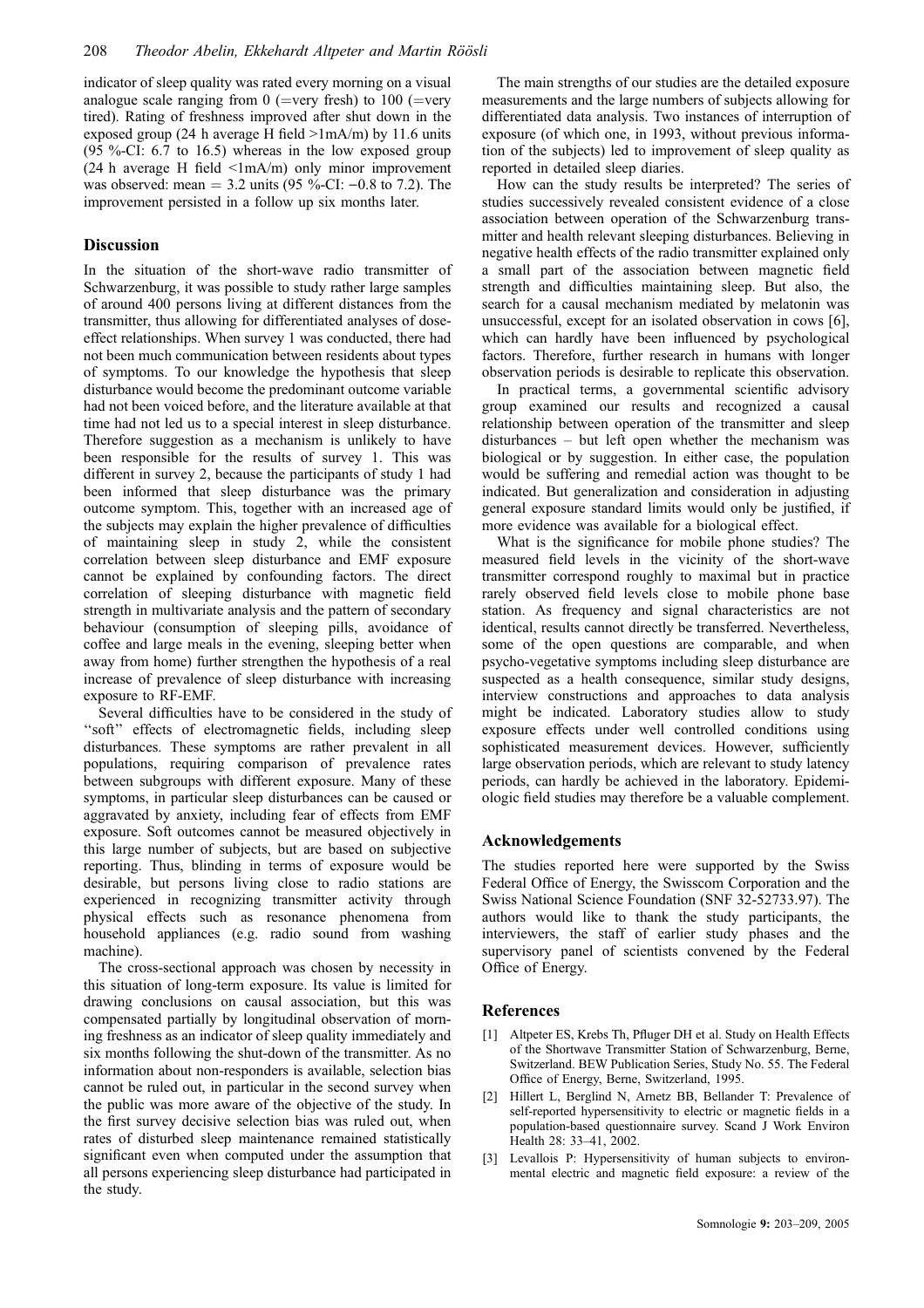indicator of sleep quality was rated every morning on a visual analogue scale ranging from 0 (=very fresh) to 100 (=very tired). Rating of freshness improved after shut down in the exposed group (24 h average H field >1mA/m) by 11.6 units (95 %-CI: 6.7 to 16.5) whereas in the low exposed group (24 h average H field <1mA/m) only minor improvement was observed: mean = 3.2 units (95 %-CI: −0.8 to 7.2). The improvement persisted in a follow up six months later.

## Discussion

In the situation of the short-wave radio transmitter of Schwarzenburg, it was possible to study rather large samples of around 400 persons living at different distances from the transmitter, thus allowing for differentiated analyses of dose-effect relationships. When survey 1 was conducted, there had not been much communication between residents about types of symptoms. To our knowledge the hypothesis that sleep disturbance would become the predominant outcome variable had not been voiced before, and the literature available at that time had not led us to a special interest in sleep disturbance. Therefore suggestion as a mechanism is unlikely to have been responsible for the results of survey 1. This was different in survey 2, because the participants of study 1 had been informed that sleep disturbance was the primary outcome symptom. This, together with an increased age of the subjects may explain the higher prevalence of difficulties of maintaining sleep in study 2, while the consistent correlation between sleep disturbance and EMF exposure cannot be explained by confounding factors. The direct correlation of sleeping disturbance with magnetic field strength in multivariate analysis and the pattern of secondary behaviour (consumption of sleeping pills, avoidance of coffee and large meals in the evening, sleeping better when away from home) further strengthen the hypothesis of a real increase of prevalence of sleep disturbance with increasing exposure to RF-EMF.

Several difficulties have to be considered in the study of "soft" effects of electromagnetic fields, including sleep disturbances. These symptoms are rather prevalent in all populations, requiring comparison of prevalence rates between subgroups with different exposure. Many of these symptoms, in particular sleep disturbances can be caused or aggravated by anxiety, including fear of effects from EMF exposure. Soft outcomes cannot be measured objectively in this large number of subjects, but are based on subjective reporting. Thus, blinding in terms of exposure would be desirable, but persons living close to radio stations are experienced in recognizing transmitter activity through physical effects such as resonance phenomena from household appliances (e.g. radio sound from washing machine).

The cross-sectional approach was chosen by necessity in this situation of long-term exposure. Its value is limited for drawing conclusions on causal association, but this was compensated partially by longitudinal observation of morning freshness as an indicator of sleep quality immediately and six months following the shut-down of the transmitter. As no information about non-responders is available, selection bias cannot be ruled out, in particular in the second survey when the public was more aware of the objective of the study. In the first survey decisive selection bias was ruled out, when rates of disturbed sleep maintenance remained statistically significant even when computed under the assumption that all persons experiencing sleep disturbance had participated in the study.

The main strengths of our studies are the detailed exposure measurements and the large numbers of subjects allowing for differentiated data analysis. Two instances of interruption of exposure (of which one, in 1993, without previous information of the subjects) led to improvement of sleep quality as reported in detailed sleep diaries.

How can the study results be interpreted? The series of studies successively revealed consistent evidence of a close association between operation of the Schwarzenburg transmitter and health relevant sleeping disturbances. Believing in negative health effects of the radio transmitter explained only a small part of the association between magnetic field strength and difficulties maintaining sleep. But also, the search for a causal mechanism mediated by melatonin was unsuccessful, except for an isolated observation in cows [6], which can hardly have been influenced by psychological factors. Therefore, further research in humans with longer observation periods is desirable to replicate this observation.

In practical terms, a governmental scientific advisory group examined our results and recognized a causal relationship between operation of the transmitter and sleep disturbances – but left open whether the mechanism was biological or by suggestion. In either case, the population would be suffering and remedial action was thought to be indicated. But generalization and consideration in adjusting general exposure standard limits would only be justified, if more evidence was available for a biological effect.

What is the significance for mobile phone studies? The measured field levels in the vicinity of the short-wave transmitter correspond roughly to maximal but in practice rarely observed field levels close to mobile phone base station. As frequency and signal characteristics are not identical, results cannot directly be transferred. Nevertheless, some of the open questions are comparable, and when psycho-vegetative symptoms including sleep disturbance are suspected as a health consequence, similar study designs, interview constructions and approaches to data analysis might be indicated. Laboratory studies allow to study exposure effects under well controlled conditions using sophisticated measurement devices. However, sufficiently large observation periods, which are relevant to study latency periods, can hardly be achieved in the laboratory. Epidemiologic field studies may therefore be a valuable complement.

## Acknowledgements

The studies reported here were supported by the Swiss Federal Office of Energy, the Swisscom Corporation and the Swiss National Science Foundation (SNF 32-52733.97). The authors would like to thank the study participants, the interviewers, the staff of earlier study phases and the supervisory panel of scientists convened by the Federal Office of Energy.

## References

[1] Altpeter ES, Krebs Th, Pfluger DH et al. Study on Health Effects of the Shortwave Transmitter Station of Schwarzenburg, Berne, Switzerland. BEW Publication Series, Study No. 55. The Federal Office of Energy, Berne, Switzerland, 1995.

[2] Hillert L, Berglind N, Arnetz BB, Bellander T: Prevalence of self-reported hypersensitivity to electric or magnetic fields in a population-based questionnaire survey. Scand J Work Environ Health 28: 33–41, 2002.

[3] Levallois P: Hypersensitivity of human subjects to environmental electric and magnetic field exposure: a review of the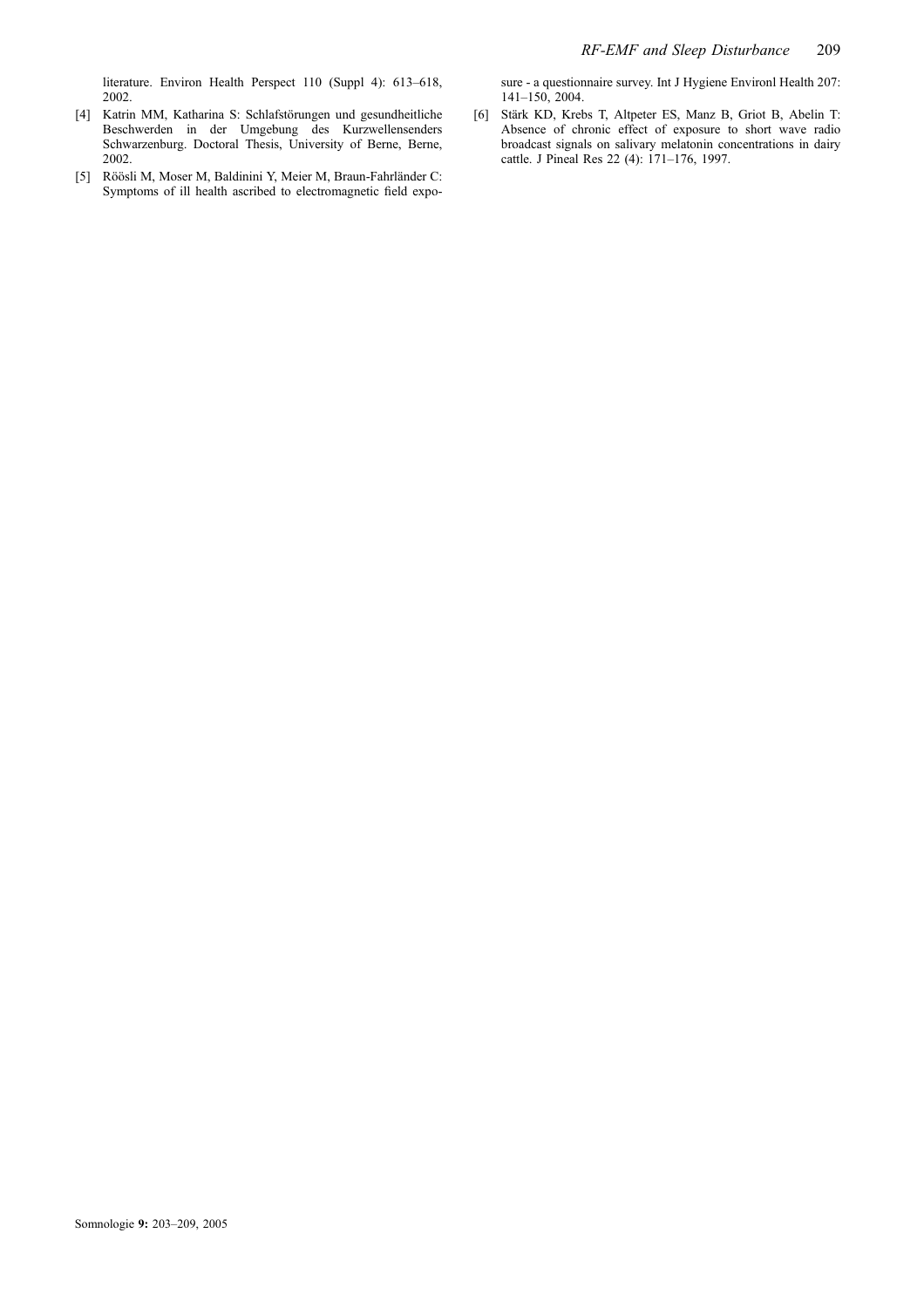literature. Environ Health Perspect 110 (Suppl 4): 613–618, 2002.

[4] Katrin MM, Katharina S: Schlafstörungen und gesundheitliche Beschwerden in der Umgebung des Kurzwellensenders Schwarzenburg. Doctoral Thesis, University of Berne, Berne, 2002.

[5] Röösli M, Moser M, Baldinini Y, Meier M, Braun-Fahrländer C: Symptoms of ill health ascribed to electromagnetic field exposure - a questionnaire survey. Int J Hygiene Environl Health 207: 141–150, 2004.

[6] Stärk KD, Krebs T, Altpeter ES, Manz B, Griot B, Abelin T: Absence of chronic effect of exposure to short wave radio broadcast signals on salivary melatonin concentrations in dairy cattle. J Pineal Res 22 (4): 171–176, 1997.